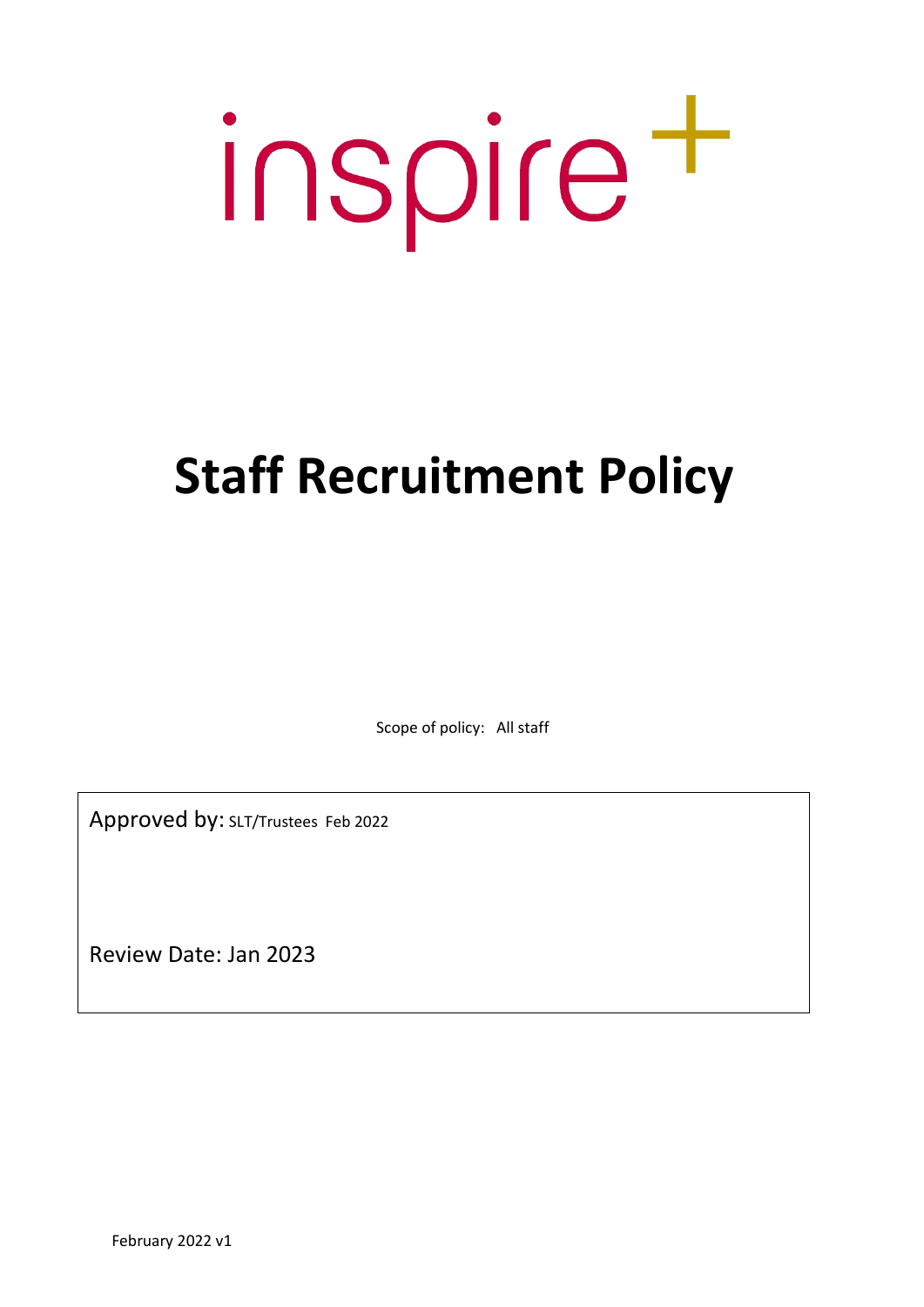inspire+

# Staff Recruitment Policy

Scope of policy: All staff

Approved by: SLT/Trustees Feb 2022

Review Date: Jan 2023

February 2022 v1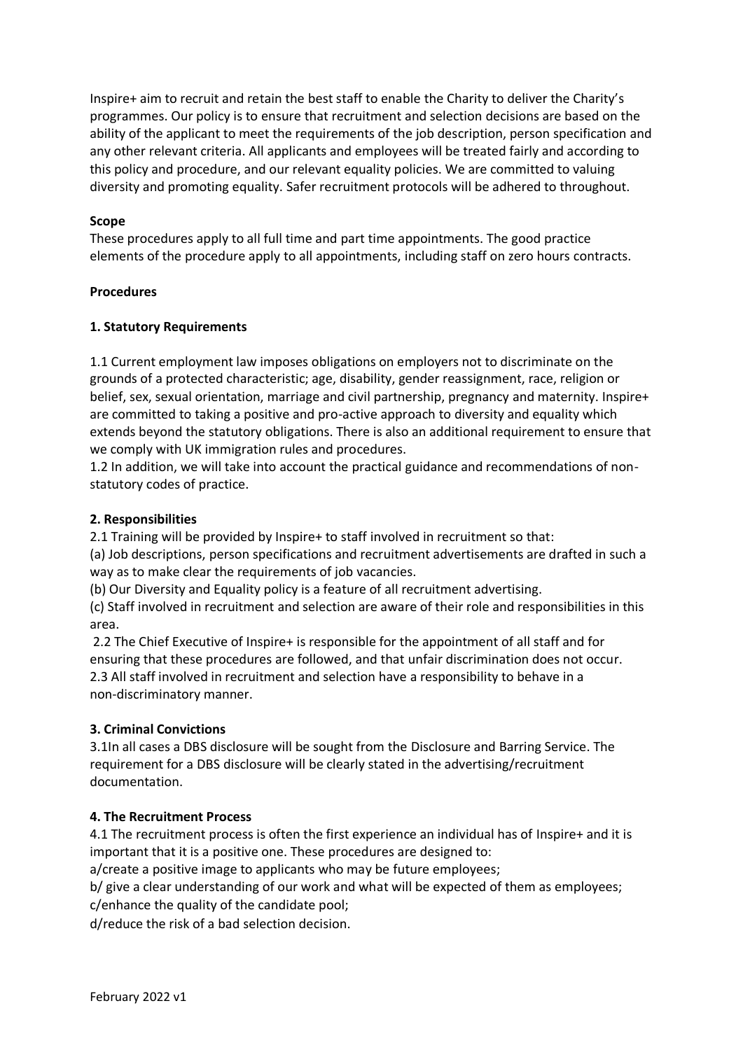Inspire+ aim to recruit and retain the best staff to enable the Charity to deliver the Charity's programmes. Our policy is to ensure that recruitment and selection decisions are based on the ability of the applicant to meet the requirements of the job description, person specification and any other relevant criteria. All applicants and employees will be treated fairly and according to this policy and procedure, and our relevant equality policies. We are committed to valuing diversity and promoting equality. Safer recruitment protocols will be adhered to throughout.

**Scope**

These procedures apply to all full time and part time appointments. The good practice elements of the procedure apply to all appointments, including staff on zero hours contracts.

**Procedures**

**1. Statutory Requirements**

1.1 Current employment law imposes obligations on employers not to discriminate on the grounds of a protected characteristic; age, disability, gender reassignment, race, religion or belief, sex, sexual orientation, marriage and civil partnership, pregnancy and maternity. Inspire+ are committed to taking a positive and pro-active approach to diversity and equality which extends beyond the statutory obligations. There is also an additional requirement to ensure that we comply with UK immigration rules and procedures.

1.2 In addition, we will take into account the practical guidance and recommendations of non-statutory codes of practice.

**2. Responsibilities**

2.1 Training will be provided by Inspire+ to staff involved in recruitment so that:

(a) Job descriptions, person specifications and recruitment advertisements are drafted in such a way as to make clear the requirements of job vacancies.

(b) Our Diversity and Equality policy is a feature of all recruitment advertising.

(c) Staff involved in recruitment and selection are aware of their role and responsibilities in this area.

2.2 The Chief Executive of Inspire+ is responsible for the appointment of all staff and for ensuring that these procedures are followed, and that unfair discrimination does not occur.

2.3 All staff involved in recruitment and selection have a responsibility to behave in a non-discriminatory manner.

**3. Criminal Convictions**

3.1In all cases a DBS disclosure will be sought from the Disclosure and Barring Service. The requirement for a DBS disclosure will be clearly stated in the advertising/recruitment documentation.

**4. The Recruitment Process**

4.1 The recruitment process is often the first experience an individual has of Inspire+ and it is important that it is a positive one. These procedures are designed to:

a/create a positive image to applicants who may be future employees;

b/ give a clear understanding of our work and what will be expected of them as employees;

c/enhance the quality of the candidate pool;

d/reduce the risk of a bad selection decision.

February 2022 v1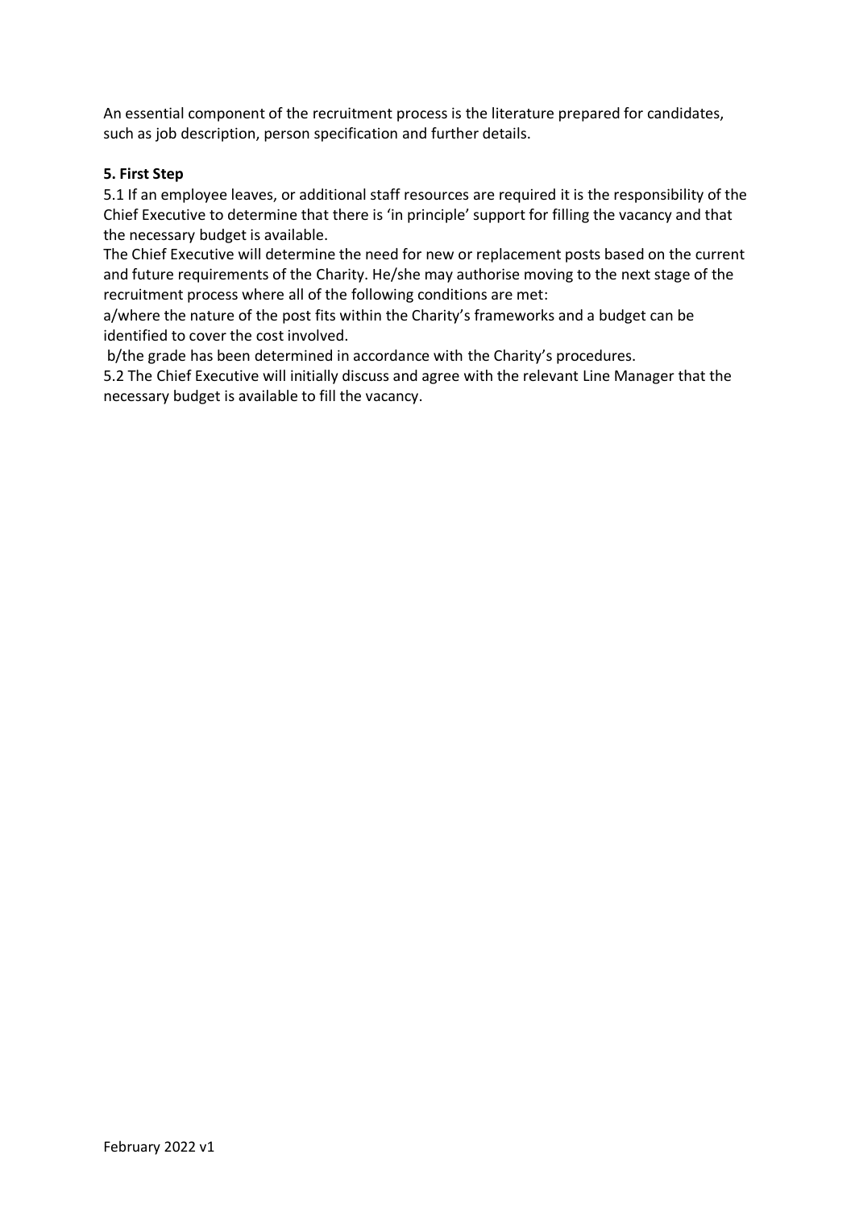An essential component of the recruitment process is the literature prepared for candidates, such as job description, person specification and further details.

**5. First Step**

5.1 If an employee leaves, or additional staff resources are required it is the responsibility of the Chief Executive to determine that there is 'in principle' support for filling the vacancy and that the necessary budget is available.

The Chief Executive will determine the need for new or replacement posts based on the current and future requirements of the Charity. He/she may authorise moving to the next stage of the recruitment process where all of the following conditions are met:

a/where the nature of the post fits within the Charity's frameworks and a budget can be identified to cover the cost involved.

b/the grade has been determined in accordance with the Charity's procedures.

5.2 The Chief Executive will initially discuss and agree with the relevant Line Manager that the necessary budget is available to fill the vacancy.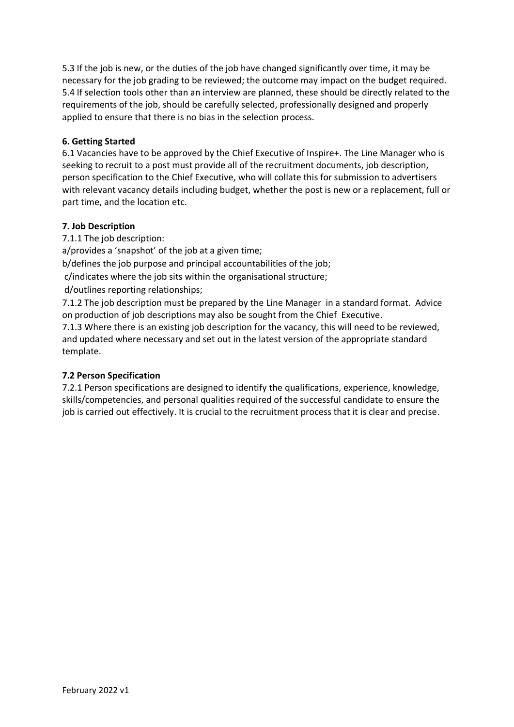5.3 If the job is new, or the duties of the job have changed significantly over time, it may be necessary for the job grading to be reviewed; the outcome may impact on the budget required.
5.4 If selection tools other than an interview are planned, these should be directly related to the requirements of the job, should be carefully selected, professionally designed and properly applied to ensure that there is no bias in the selection process.

**6. Getting Started**

6.1 Vacancies have to be approved by the Chief Executive of Inspire+. The Line Manager who is seeking to recruit to a post must provide all of the recruitment documents, job description, person specification to the Chief Executive, who will collate this for submission to advertisers with relevant vacancy details including budget, whether the post is new or a replacement, full or part time, and the location etc.

**7. Job Description**

7.1.1 The job description:

a/provides a 'snapshot' of the job at a given time;

b/defines the job purpose and principal accountabilities of the job;

c/indicates where the job sits within the organisational structure;

d/outlines reporting relationships;

7.1.2 The job description must be prepared by the Line Manager in a standard format. Advice on production of job descriptions may also be sought from the Chief Executive.

7.1.3 Where there is an existing job description for the vacancy, this will need to be reviewed, and updated where necessary and set out in the latest version of the appropriate standard template.

**7.2 Person Specification**

7.2.1 Person specifications are designed to identify the qualifications, experience, knowledge, skills/competencies, and personal qualities required of the successful candidate to ensure the job is carried out effectively. It is crucial to the recruitment process that it is clear and precise.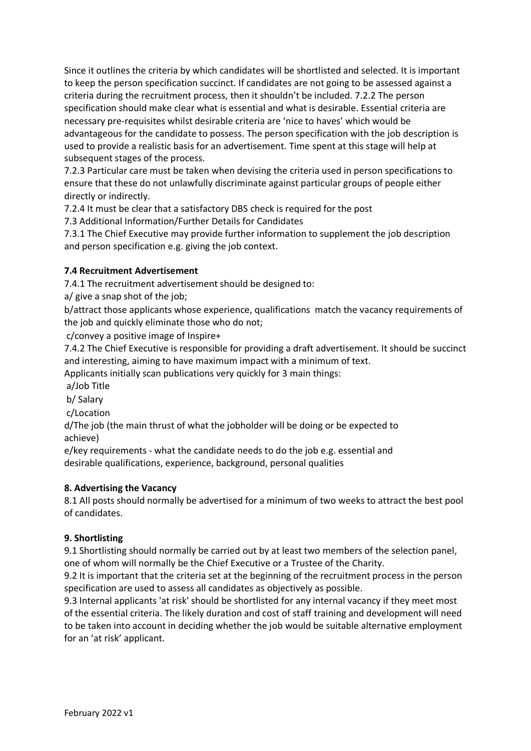Since it outlines the criteria by which candidates will be shortlisted and selected. It is important to keep the person specification succinct. If candidates are not going to be assessed against a criteria during the recruitment process, then it shouldn't be included. 7.2.2 The person specification should make clear what is essential and what is desirable. Essential criteria are necessary pre-requisites whilst desirable criteria are 'nice to haves' which would be advantageous for the candidate to possess. The person specification with the job description is used to provide a realistic basis for an advertisement. Time spent at this stage will help at subsequent stages of the process.

7.2.3 Particular care must be taken when devising the criteria used in person specifications to ensure that these do not unlawfully discriminate against particular groups of people either directly or indirectly.

7.2.4 It must be clear that a satisfactory DBS check is required for the post

7.3 Additional Information/Further Details for Candidates

7.3.1 The Chief Executive may provide further information to supplement the job description and person specification e.g. giving the job context.

**7.4 Recruitment Advertisement**

7.4.1 The recruitment advertisement should be designed to:

a/ give a snap shot of the job;

b/attract those applicants whose experience, qualifications match the vacancy requirements of the job and quickly eliminate those who do not;

c/convey a positive image of Inspire+

7.4.2 The Chief Executive is responsible for providing a draft advertisement. It should be succinct and interesting, aiming to have maximum impact with a minimum of text.

Applicants initially scan publications very quickly for 3 main things:

a/Job Title

b/ Salary

c/Location

d/The job (the main thrust of what the jobholder will be doing or be expected to achieve)

e/key requirements - what the candidate needs to do the job e.g. essential and desirable qualifications, experience, background, personal qualities

**8. Advertising the Vacancy**

8.1 All posts should normally be advertised for a minimum of two weeks to attract the best pool of candidates.

**9. Shortlisting**

9.1 Shortlisting should normally be carried out by at least two members of the selection panel, one of whom will normally be the Chief Executive or a Trustee of the Charity.

9.2 It is important that the criteria set at the beginning of the recruitment process in the person specification are used to assess all candidates as objectively as possible.

9.3 Internal applicants 'at risk' should be shortlisted for any internal vacancy if they meet most of the essential criteria. The likely duration and cost of staff training and development will need to be taken into account in deciding whether the job would be suitable alternative employment for an 'at risk' applicant.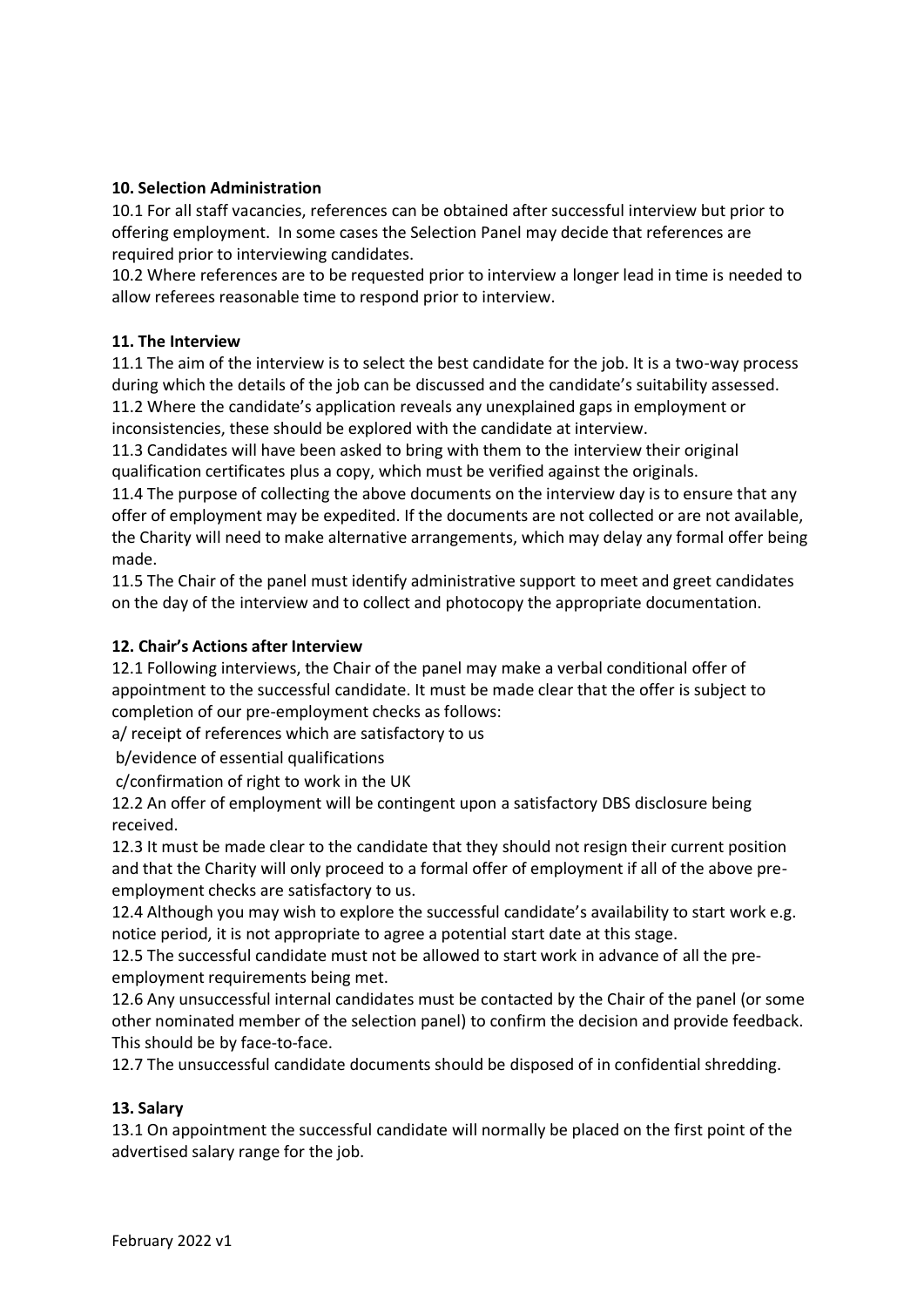## 10. Selection Administration

10.1 For all staff vacancies, references can be obtained after successful interview but prior to offering employment. In some cases the Selection Panel may decide that references are required prior to interviewing candidates.

10.2 Where references are to be requested prior to interview a longer lead in time is needed to allow referees reasonable time to respond prior to interview.

## 11. The Interview

11.1 The aim of the interview is to select the best candidate for the job. It is a two-way process during which the details of the job can be discussed and the candidate's suitability assessed.

11.2 Where the candidate's application reveals any unexplained gaps in employment or inconsistencies, these should be explored with the candidate at interview.

11.3 Candidates will have been asked to bring with them to the interview their original qualification certificates plus a copy, which must be verified against the originals.

11.4 The purpose of collecting the above documents on the interview day is to ensure that any offer of employment may be expedited. If the documents are not collected or are not available, the Charity will need to make alternative arrangements, which may delay any formal offer being made.

11.5 The Chair of the panel must identify administrative support to meet and greet candidates on the day of the interview and to collect and photocopy the appropriate documentation.

## 12. Chair's Actions after Interview

12.1 Following interviews, the Chair of the panel may make a verbal conditional offer of appointment to the successful candidate. It must be made clear that the offer is subject to completion of our pre-employment checks as follows:

a/ receipt of references which are satisfactory to us

b/evidence of essential qualifications

c/confirmation of right to work in the UK

12.2 An offer of employment will be contingent upon a satisfactory DBS disclosure being received.

12.3 It must be made clear to the candidate that they should not resign their current position and that the Charity will only proceed to a formal offer of employment if all of the above pre-employment checks are satisfactory to us.

12.4 Although you may wish to explore the successful candidate's availability to start work e.g. notice period, it is not appropriate to agree a potential start date at this stage.

12.5 The successful candidate must not be allowed to start work in advance of all the pre-employment requirements being met.

12.6 Any unsuccessful internal candidates must be contacted by the Chair of the panel (or some other nominated member of the selection panel) to confirm the decision and provide feedback. This should be by face-to-face.

12.7 The unsuccessful candidate documents should be disposed of in confidential shredding.

## 13. Salary

13.1 On appointment the successful candidate will normally be placed on the first point of the advertised salary range for the job.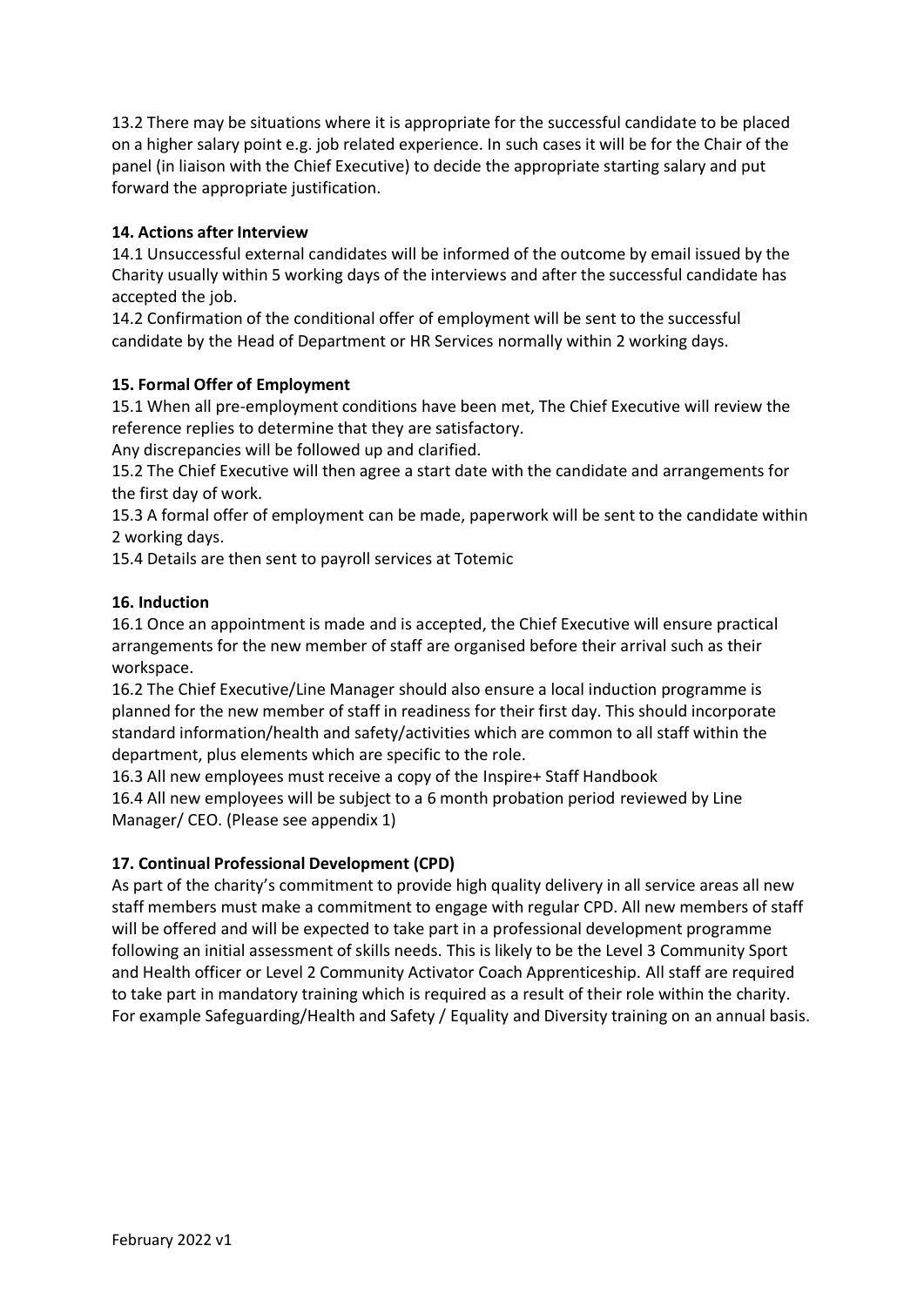13.2 There may be situations where it is appropriate for the successful candidate to be placed on a higher salary point e.g. job related experience. In such cases it will be for the Chair of the panel (in liaison with the Chief Executive) to decide the appropriate starting salary and put forward the appropriate justification.

**14. Actions after Interview**

14.1 Unsuccessful external candidates will be informed of the outcome by email issued by the Charity usually within 5 working days of the interviews and after the successful candidate has accepted the job.

14.2 Confirmation of the conditional offer of employment will be sent to the successful candidate by the Head of Department or HR Services normally within 2 working days.

**15. Formal Offer of Employment**

15.1 When all pre-employment conditions have been met, The Chief Executive will review the reference replies to determine that they are satisfactory.

Any discrepancies will be followed up and clarified.

15.2 The Chief Executive will then agree a start date with the candidate and arrangements for the first day of work.

15.3 A formal offer of employment can be made, paperwork will be sent to the candidate within 2 working days.

15.4 Details are then sent to payroll services at Totemic

**16. Induction**

16.1 Once an appointment is made and is accepted, the Chief Executive will ensure practical arrangements for the new member of staff are organised before their arrival such as their workspace.

16.2 The Chief Executive/Line Manager should also ensure a local induction programme is planned for the new member of staff in readiness for their first day. This should incorporate standard information/health and safety/activities which are common to all staff within the department, plus elements which are specific to the role.

16.3 All new employees must receive a copy of the Inspire+ Staff Handbook

16.4 All new employees will be subject to a 6 month probation period reviewed by Line Manager/ CEO. (Please see appendix 1)

**17. Continual Professional Development (CPD)**

As part of the charity's commitment to provide high quality delivery in all service areas all new staff members must make a commitment to engage with regular CPD. All new members of staff will be offered and will be expected to take part in a professional development programme following an initial assessment of skills needs. This is likely to be the Level 3 Community Sport and Health officer or Level 2 Community Activator Coach Apprenticeship. All staff are required to take part in mandatory training which is required as a result of their role within the charity. For example Safeguarding/Health and Safety / Equality and Diversity training on an annual basis.

February 2022 v1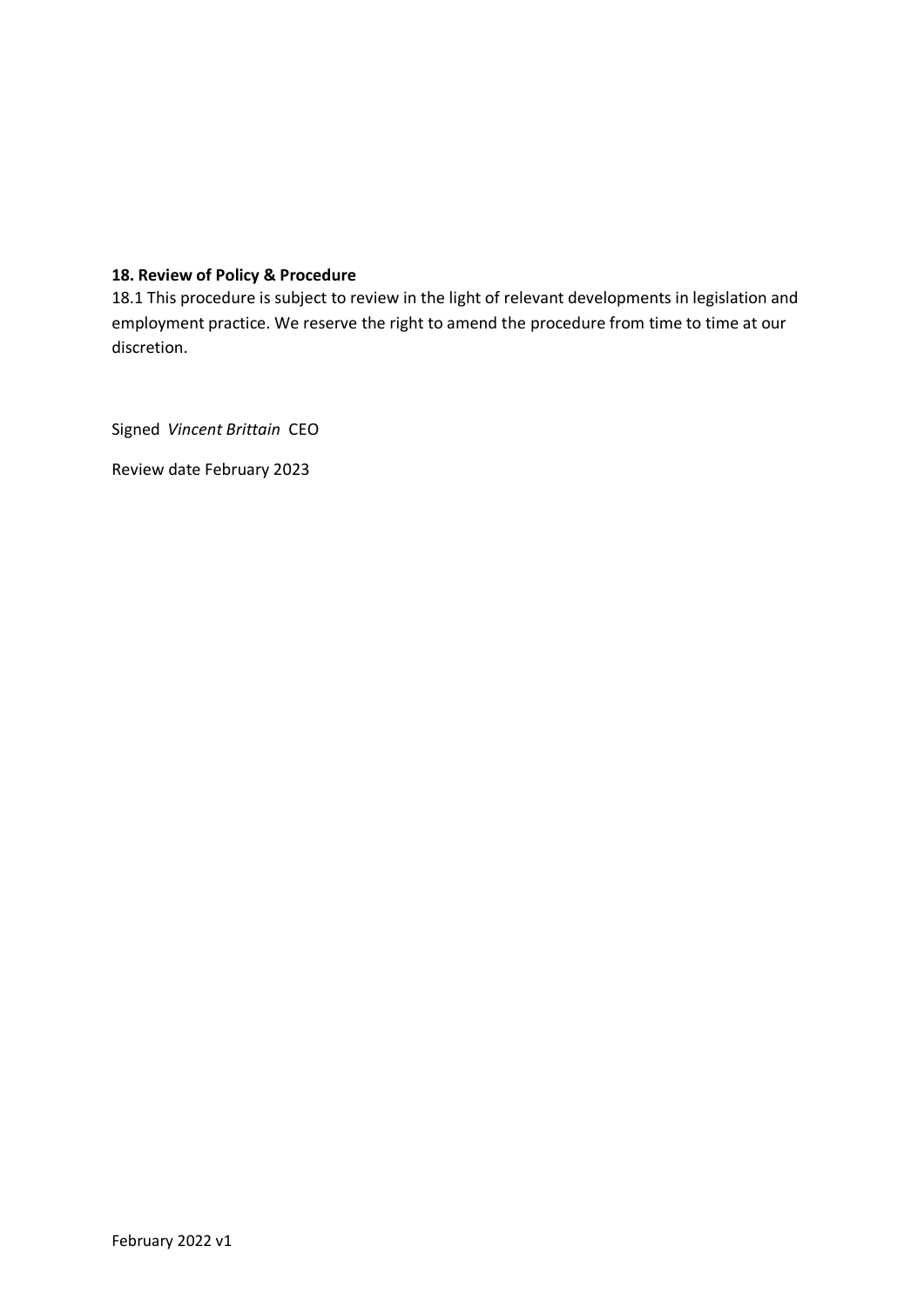**18. Review of Policy & Procedure**

18.1 This procedure is subject to review in the light of relevant developments in legislation and employment practice. We reserve the right to amend the procedure from time to time at our discretion.

Signed *Vincent Brittain* CEO

Review date February 2023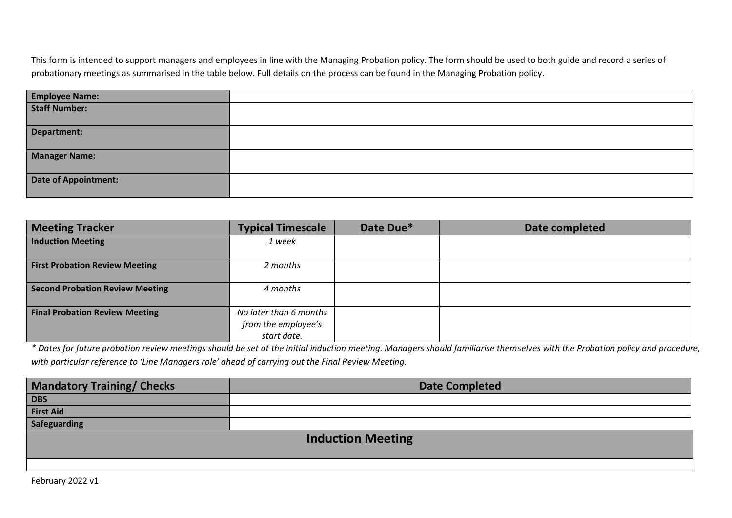This form is intended to support managers and employees in line with the Managing Probation policy. The form should be used to both guide and record a series of probationary meetings as summarised in the table below. Full details on the process can be found in the Managing Probation policy.

| | |
|---|---|
| **Employee Name:** | |
| **Staff Number:** | |
| **Department:** | |
| **Manager Name:** | |
| **Date of Appointment:** | |

| Meeting Tracker | Typical Timescale | Date Due* | Date completed |
|---|---|---|---|
| **Induction Meeting** | *1 week* | | |
| **First Probation Review Meeting** | *2 months* | | |
| **Second Probation Review Meeting** | *4 months* | | |
| **Final Probation Review Meeting** | *No later than 6 months from the employee's start date.* | | |

*\* Dates for future probation review meetings should be set at the initial induction meeting. Managers should familiarise themselves with the Probation policy and procedure, with particular reference to 'Line Managers role' ahead of carrying out the Final Review Meeting.*

| Mandatory Training/ Checks | Date Completed |
|---|---|
| **DBS** | |
| **First Aid** | |
| **Safeguarding** | |

## Induction Meeting

February 2022 v1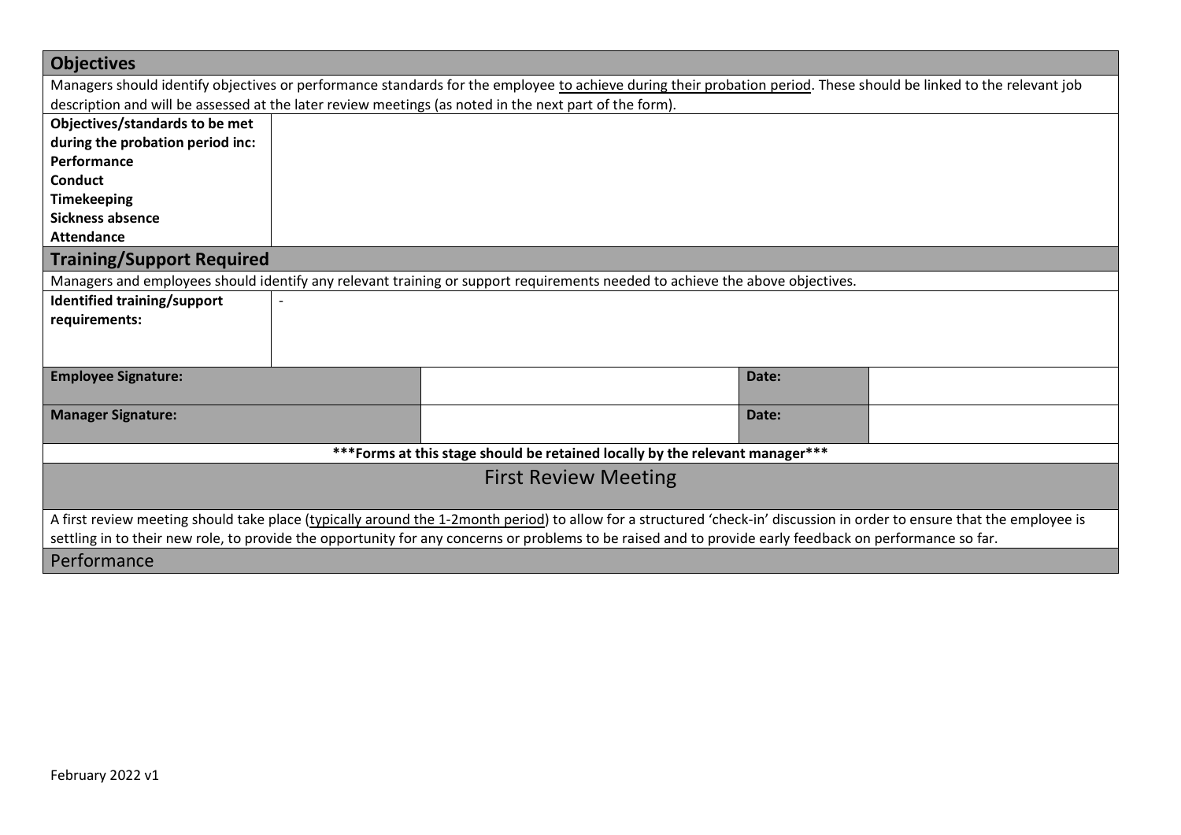## Objectives

Managers should identify objectives or performance standards for the employee to achieve during their probation period. These should be linked to the relevant job description and will be assessed at the later review meetings (as noted in the next part of the form).

| | |
|---|---|
| **Objectives/standards to be met during the probation period inc:**<br>**Performance**<br>**Conduct**<br>**Timekeeping**<br>**Sickness absence**<br>**Attendance** | |

## Training/Support Required

Managers and employees should identify any relevant training or support requirements needed to achieve the above objectives.

| | |
|---|---|
| **Identified training/support requirements:** | - |

| | | | |
|---|---|---|---|
| **Employee Signature:** | | **Date:** | |
| **Manager Signature:** | | **Date:** | |

**\*\*\*Forms at this stage should be retained locally by the relevant manager\*\*\***

## First Review Meeting

A first review meeting should take place (typically around the 1-2month period) to allow for a structured 'check-in' discussion in order to ensure that the employee is settling in to their new role, to provide the opportunity for any concerns or problems to be raised and to provide early feedback on performance so far.

### Performance

February 2022 v1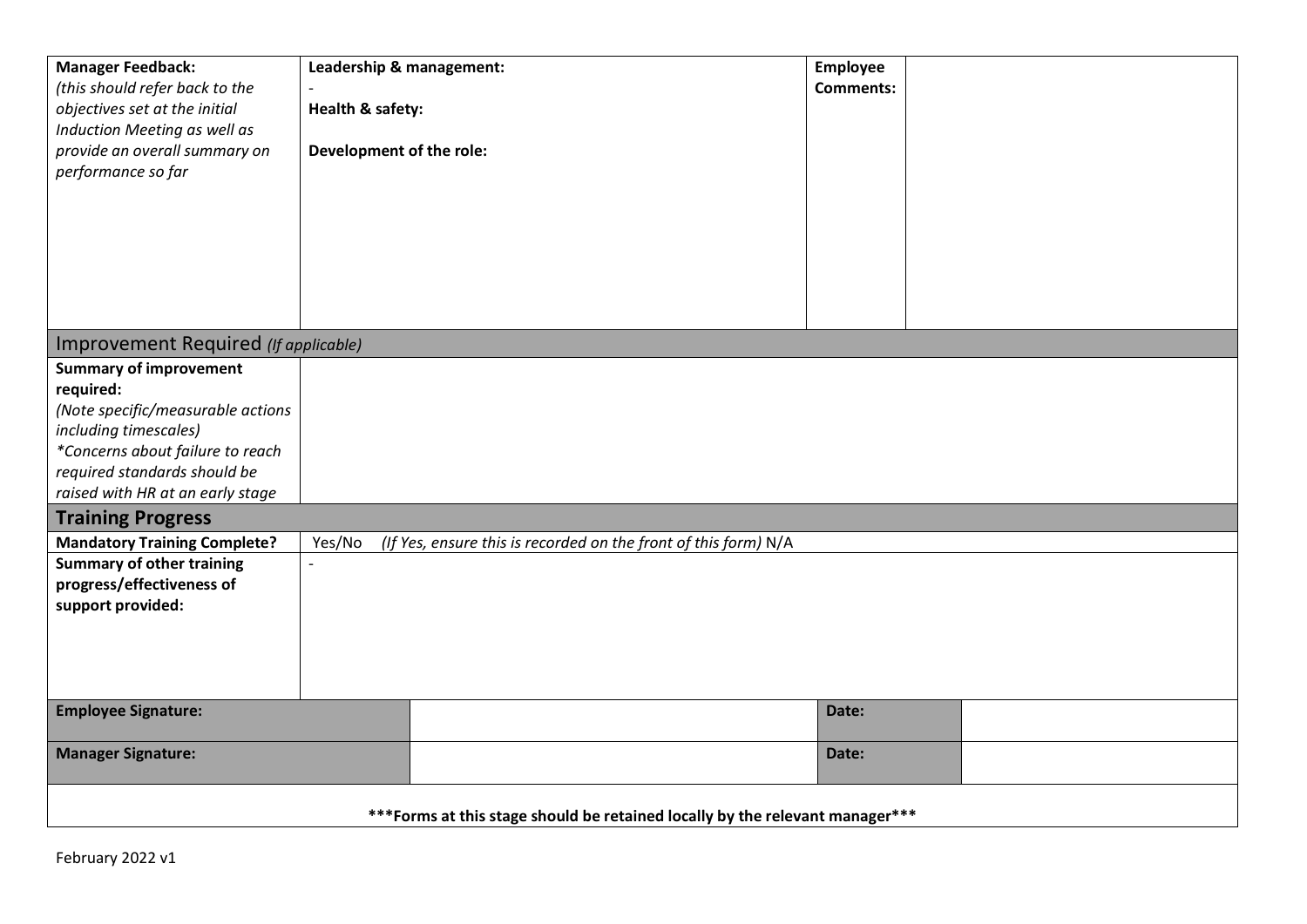| | | | |
|---|---|---|---|
| **Manager Feedback:**<br>*(this should refer back to the objectives set at the initial Induction Meeting as well as provide an overall summary on performance so far* | **Leadership & management:**<br>-<br>**Health & safety:**<br><br>**Development of the role:** | **Employee Comments:** | |

| Improvement Required *(If applicable)* | |
|---|---|
| **Summary of improvement required:**<br>*(Note specific/measurable actions including timescales)*<br>*\*Concerns about failure to reach required standards should be raised with HR at an early stage* | |

| **Training Progress** | |
|---|---|
| **Mandatory Training Complete?** | Yes/No *(If Yes, ensure this is recorded on the front of this form)* N/A |
| **Summary of other training progress/effectiveness of support provided:** | - |

| | | | |
|---|---|---|---|
| **Employee Signature:** | | **Date:** | |
| **Manager Signature:** | | **Date:** | |

**\*\*\*Forms at this stage should be retained locally by the relevant manager\*\*\***

February 2022 v1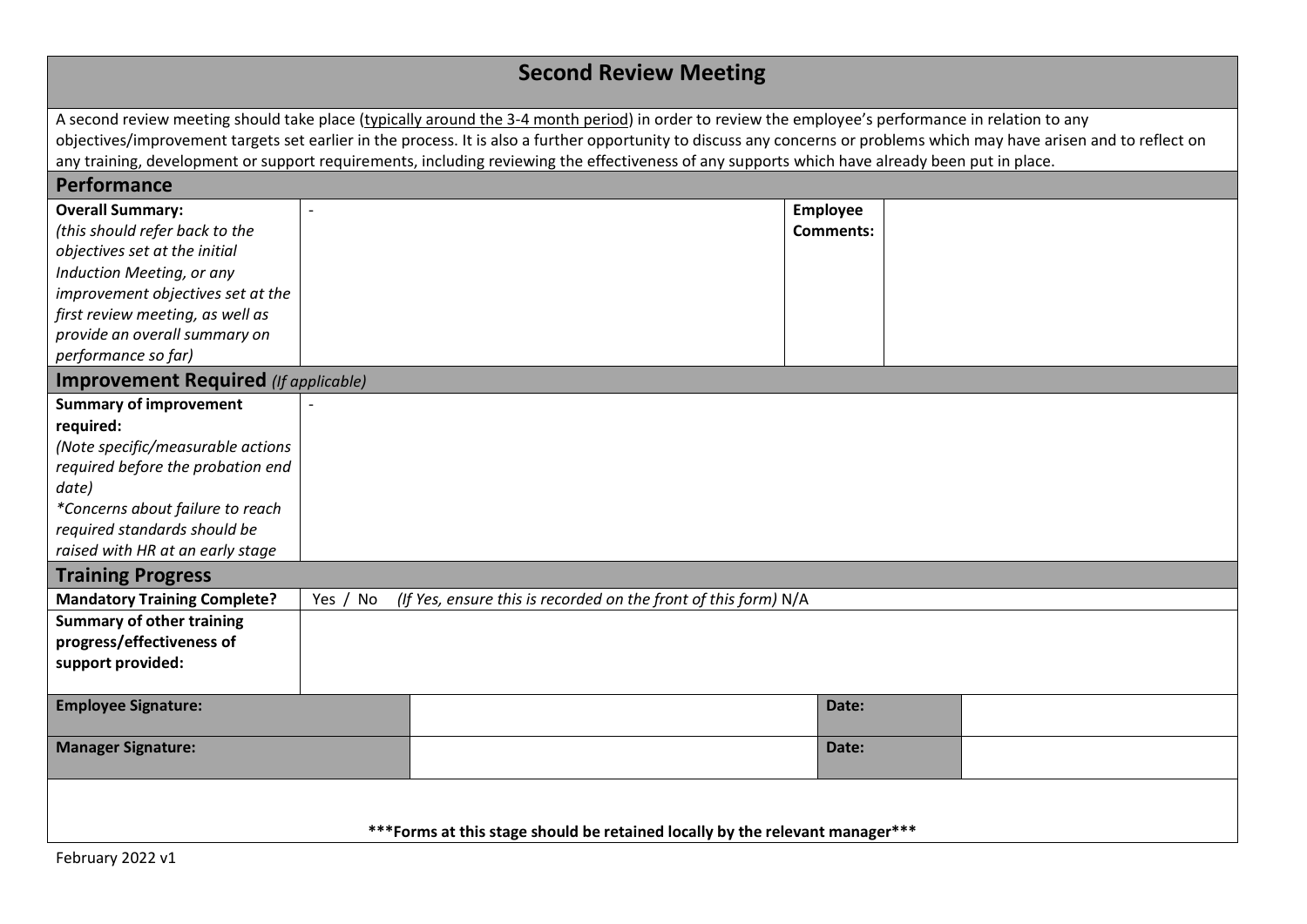## Second Review Meeting

A second review meeting should take place (typically around the 3-4 month period) in order to review the employee's performance in relation to any objectives/improvement targets set earlier in the process. It is also a further opportunity to discuss any concerns or problems which may have arisen and to reflect on any training, development or support requirements, including reviewing the effectiveness of any supports which have already been put in place.

### Performance

| | | | |
|---|---|---|---|
| **Overall Summary:** *(this should refer back to the objectives set at the initial Induction Meeting, or any improvement objectives set at the first review meeting, as well as provide an overall summary on performance so far)* | - | **Employee Comments:** | |

### Improvement Required *(If applicable)*

| | |
|---|---|
| **Summary of improvement required:** *(Note specific/measurable actions required before the probation end date)* *\*Concerns about failure to reach required standards should be raised with HR at an early stage* | - |

### Training Progress

| | |
|---|---|
| **Mandatory Training Complete?** | Yes / No *(If Yes, ensure this is recorded on the front of this form)* N/A |
| **Summary of other training progress/effectiveness of support provided:** | |

| | | | |
|---|---|---|---|
| **Employee Signature:** | | **Date:** | |
| **Manager Signature:** | | **Date:** | |

**\*\*\*Forms at this stage should be retained locally by the relevant manager\*\*\***

February 2022 v1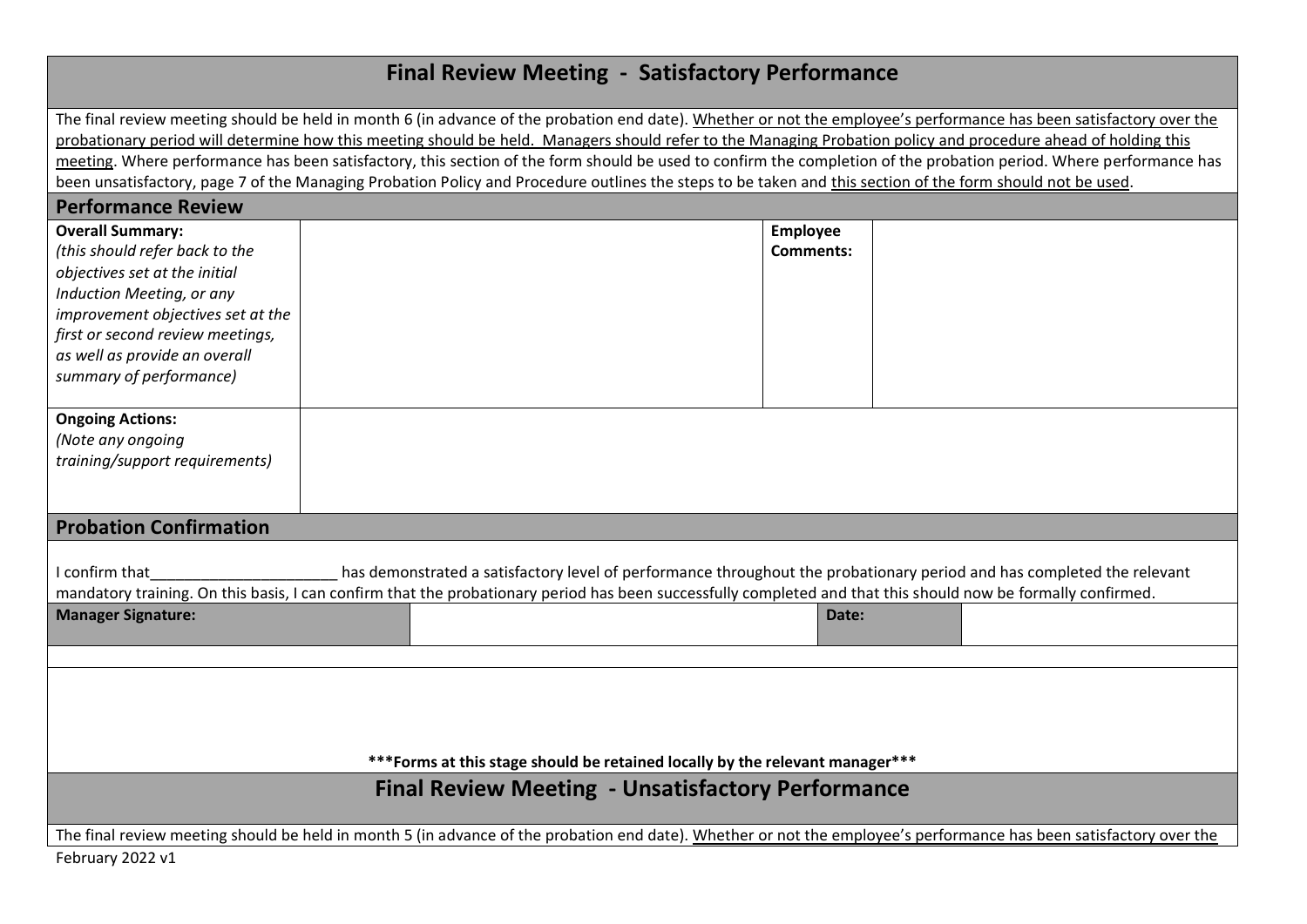## Final Review Meeting - Satisfactory Performance

The final review meeting should be held in month 6 (in advance of the probation end date). Whether or not the employee's performance has been satisfactory over the probationary period will determine how this meeting should be held. Managers should refer to the Managing Probation policy and procedure ahead of holding this meeting. Where performance has been satisfactory, this section of the form should be used to confirm the completion of the probation period. Where performance has been unsatisfactory, page 7 of the Managing Probation Policy and Procedure outlines the steps to be taken and this section of the form should not be used.

### Performance Review

| | | | |
|---|---|---|---|
| **Overall Summary:** *(this should refer back to the objectives set at the initial Induction Meeting, or any improvement objectives set at the first or second review meetings, as well as provide an overall summary of performance)* | | **Employee Comments:** | |
| **Ongoing Actions:** *(Note any ongoing training/support requirements)* | | | |

### Probation Confirmation

I confirm that______________________ has demonstrated a satisfactory level of performance throughout the probationary period and has completed the relevant mandatory training. On this basis, I can confirm that the probationary period has been successfully completed and that this should now be formally confirmed.

| | | | |
|---|---|---|---|
| **Manager Signature:** | | **Date:** | |

**\*\*\*Forms at this stage should be retained locally by the relevant manager\*\*\***

## Final Review Meeting - Unsatisfactory Performance

The final review meeting should be held in month 5 (in advance of the probation end date). Whether or not the employee's performance has been satisfactory over the

February 2022 v1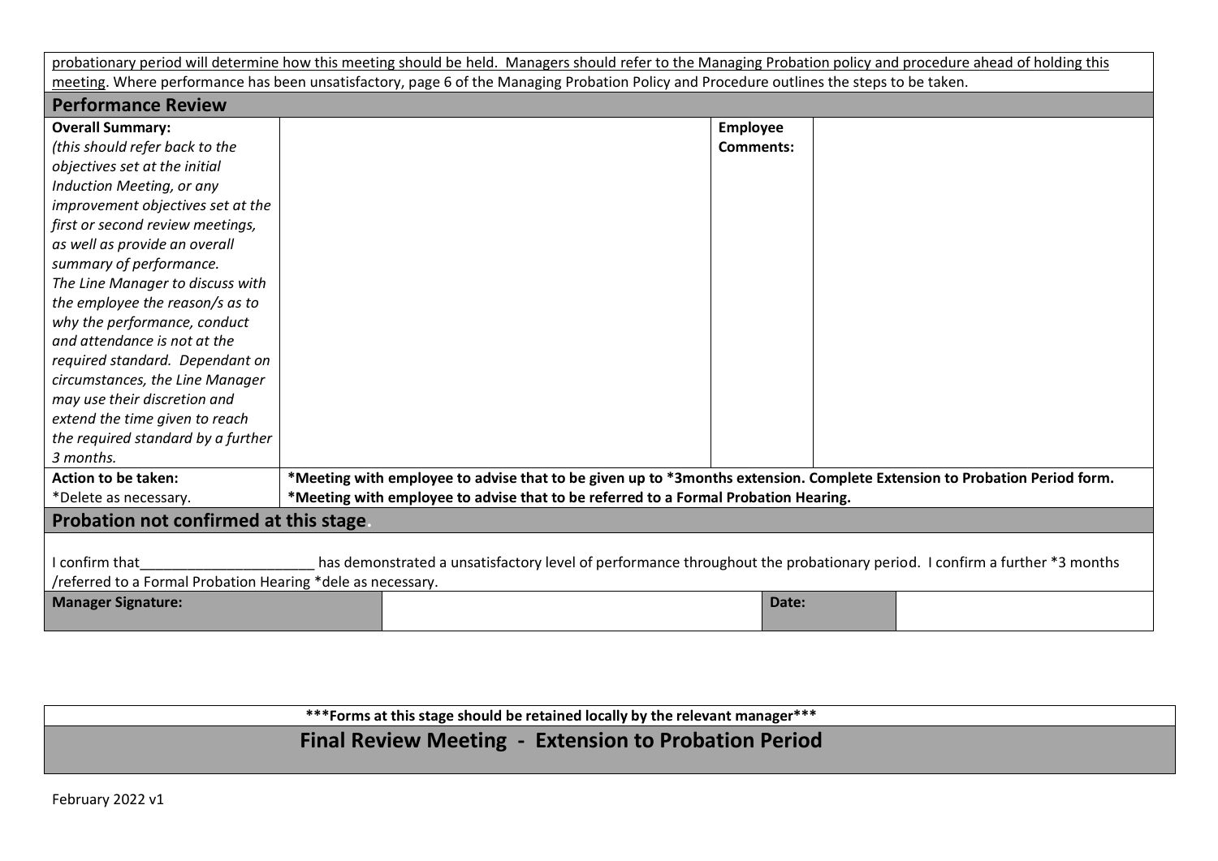probationary period will determine how this meeting should be held. Managers should refer to the Managing Probation policy and procedure ahead of holding this meeting. Where performance has been unsatisfactory, page 6 of the Managing Probation Policy and Procedure outlines the steps to be taken.

## Performance Review

| | | | |
|---|---|---|---|
| **Overall Summary:** *(this should refer back to the objectives set at the initial Induction Meeting, or any improvement objectives set at the first or second review meetings, as well as provide an overall summary of performance. The Line Manager to discuss with the employee the reason/s as to why the performance, conduct and attendance is not at the required standard. Dependant on circumstances, the Line Manager may use their discretion and extend the time given to reach the required standard by a further 3 months.* | | **Employee Comments:** | |
| **Action to be taken:** *Delete as necessary. | **\*Meeting with employee to advise that to be given up to \*3months extension. Complete Extension to Probation Period form.** **\*Meeting with employee to advise that to be referred to a Formal Probation Hearing.** | | |

## Probation not confirmed at this stage.

I confirm that______________________ has demonstrated a unsatisfactory level of performance throughout the probationary period. I confirm a further *3 months /referred to a Formal Probation Hearing *dele as necessary.

| | | | |
|---|---|---|---|
| **Manager Signature:** | | **Date:** | |

**\*\*\*Forms at this stage should be retained locally by the relevant manager\*\*\***

## Final Review Meeting - Extension to Probation Period

February 2022 v1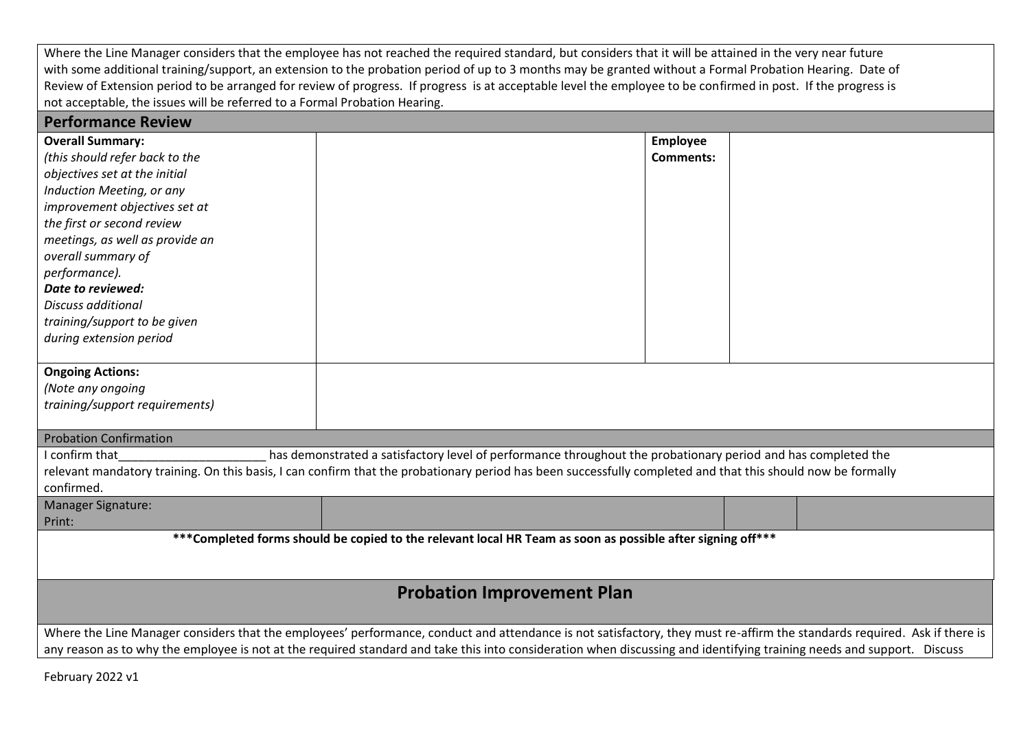Where the Line Manager considers that the employee has not reached the required standard, but considers that it will be attained in the very near future with some additional training/support, an extension to the probation period of up to 3 months may be granted without a Formal Probation Hearing. Date of Review of Extension period to be arranged for review of progress. If progress is at acceptable level the employee to be confirmed in post. If the progress is not acceptable, the issues will be referred to a Formal Probation Hearing.

## Performance Review

| | | | |
|---|---|---|---|
| **Overall Summary:** *(this should refer back to the objectives set at the initial Induction Meeting, or any improvement objectives set at the first or second review meetings, as well as provide an overall summary of performance).* ***Date to reviewed:*** *Discuss additional training/support to be given during extension period* | | **Employee Comments:** | |
| **Ongoing Actions:** *(Note any ongoing training/support requirements)* | | | |

**Probation Confirmation**

I confirm that______________________ has demonstrated a satisfactory level of performance throughout the probationary period and has completed the relevant mandatory training. On this basis, I can confirm that the probationary period has been successfully completed and that this should now be formally confirmed.

| | | | |
|---|---|---|---|
| Manager Signature: Print: | | | |

**\*\*\*Completed forms should be copied to the relevant local HR Team as soon as possible after signing off\*\*\***

## Probation Improvement Plan

Where the Line Manager considers that the employees' performance, conduct and attendance is not satisfactory, they must re-affirm the standards required. Ask if there is any reason as to why the employee is not at the required standard and take this into consideration when discussing and identifying training needs and support. Discuss

February 2022 v1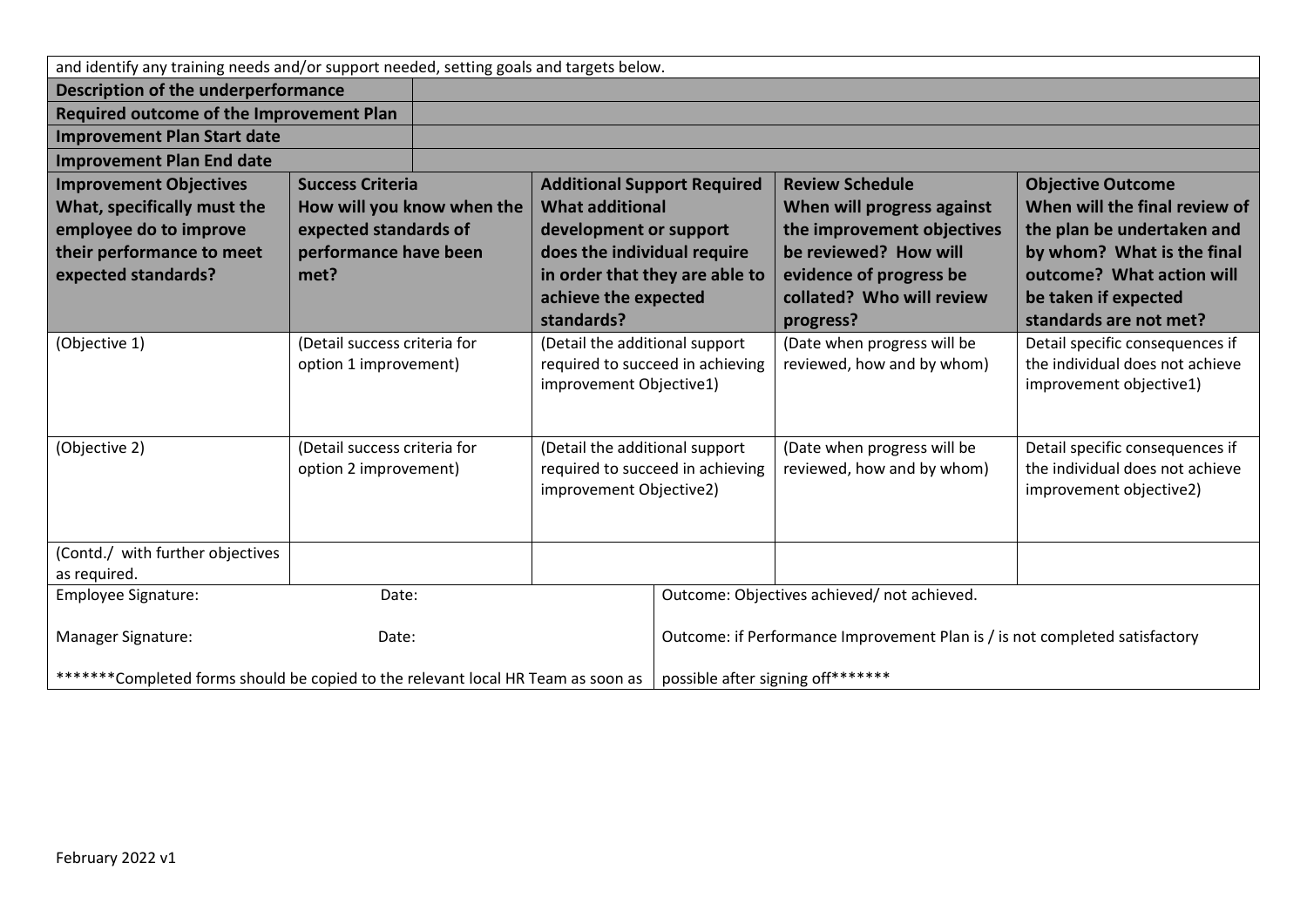| and identify any training needs and/or support needed, setting goals and targets below. | | | | |
|---|---|---|---|---|
| **Description of the underperformance** | | | | |
| **Required outcome of the Improvement Plan** | | | | |
| **Improvement Plan Start date** | | | | |
| **Improvement Plan End date** | | | | |
| **Improvement Objectives What, specifically must the employee do to improve their performance to meet expected standards?** | **Success Criteria How will you know when the expected standards of performance have been met?** | **Additional Support Required What additional development or support does the individual require in order that they are able to achieve the expected standards?** | **Review Schedule When will progress against the improvement objectives be reviewed? How will evidence of progress be collated? Who will review progress?** | **Objective Outcome When will the final review of the plan be undertaken and by whom? What is the final outcome? What action will be taken if expected standards are not met?** |
| (Objective 1) | (Detail success criteria for option 1 improvement) | (Detail the additional support required to succeed in achieving improvement Objective1) | (Date when progress will be reviewed, how and by whom) | Detail specific consequences if the individual does not achieve improvement objective1) |
| (Objective 2) | (Detail success criteria for option 2 improvement) | (Detail the additional support required to succeed in achieving improvement Objective2) | (Date when progress will be reviewed, how and by whom) | Detail specific consequences if the individual does not achieve improvement objective2) |
| (Contd./ with further objectives as required. | | | | |
| Employee Signature: Date: | | Outcome: Objectives achieved/ not achieved. | | |
| Manager Signature: Date: | | Outcome: if Performance Improvement Plan is / is not completed satisfactory | | |
| *******Completed forms should be copied to the relevant local HR Team as soon as | | possible after signing off******* | | |

February 2022 v1